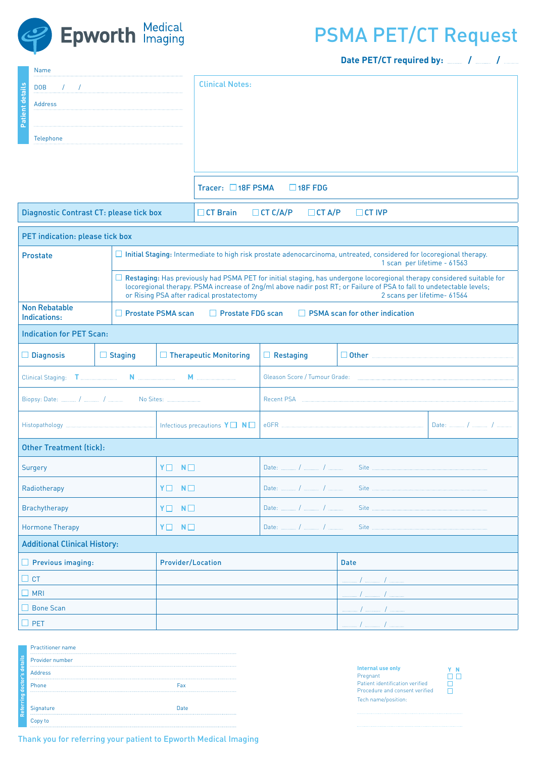Epworth Medical Imaging

# PSMA PET/CT Request

**Date PET/CT required by:** ...... / ...... / ......

**Patient details**

Name

DOB / /

Address

Telephone

**Clinical Notes:**

**Tracer:** ☐ 18F PSMA ☐ 18F FDG

| Diagnostic Contrast CT: please tick box | ☐ CT Brain ☐ CT C/A/P ☐ CT A/P ☐ CT IVP |
|---|---|

## PET indication: please tick box

| | |
|---|---|
| **Prostate** | ☐ **Initial Staging:** Intermediate to high risk prostate adenocarcinoma, untreated, considered for locoregional therapy. 1 scan per lifetime - 61563 |
| | ☐ **Restaging:** Has previously had PSMA PET for initial staging, has undergone locoregional therapy considered suitable for locoregional therapy. PSMA increase of 2ng/ml above nadir post RT; or Failure of PSA to fall to undetectable levels; or Rising PSA after radical prostatectomy 2 scans per lifetime- 61564 |
| **Non Rebatable Indications:** | ☐ Prostate PSMA scan ☐ Prostate FDG scan ☐ PSMA scan for other indication |

## Indication for PET Scan:

| ☐ Diagnosis | ☐ Staging | ☐ Therapeutic Monitoring | ☐ Restaging | ☐ Other ...... |
|---|---|---|---|---|

| | |
|---|---|
| Clinical Staging: T ...... N ...... M ...... | Gleason Score / Tumour Grade: ...... |
| Biopsy: Date: ...... / ...... / ...... No Sites: ...... | Recent PSA ...... |
| Histopathology ...... / Infectious precautions Y ☐ N ☐ | eGFR ...... / Date: ...... / ...... / ...... |

## Other Treatment (tick):

| Treatment | Y / N | Date | Site |
|---|---|---|---|
| Surgery | Y ☐ N ☐ | Date: ...... / ...... / ...... | Site ...... |
| Radiotherapy | Y ☐ N ☐ | Date: ...... / ...... / ...... | Site ...... |
| Brachytherapy | Y ☐ N ☐ | Date: ...... / ...... / ...... | Site ...... |
| Hormone Therapy | Y ☐ N ☐ | Date: ...... / ...... / ...... | Site ...... |

## Additional Clinical History:

| ☐ Previous imaging: | Provider/Location | Date |
|---|---|---|
| ☐ CT | | ...... / ...... / ...... |
| ☐ MRI | | ...... / ...... / ...... |
| ☐ Bone Scan | | ...... / ...... / ...... |
| ☐ PET | | ...... / ...... / ...... |

**Referring doctor's details**

Practitioner name

Provider number

Address

Phone Fax

Signature Date

Copy to

**Internal use only**

| | Y | N |
|---|---|---|
| Pregnant | ☐ | ☐ |
| Patient identification verified | ☐ | |
| Procedure and consent verified | ☐ | |

Tech name/position:

Thank you for referring your patient to Epworth Medical Imaging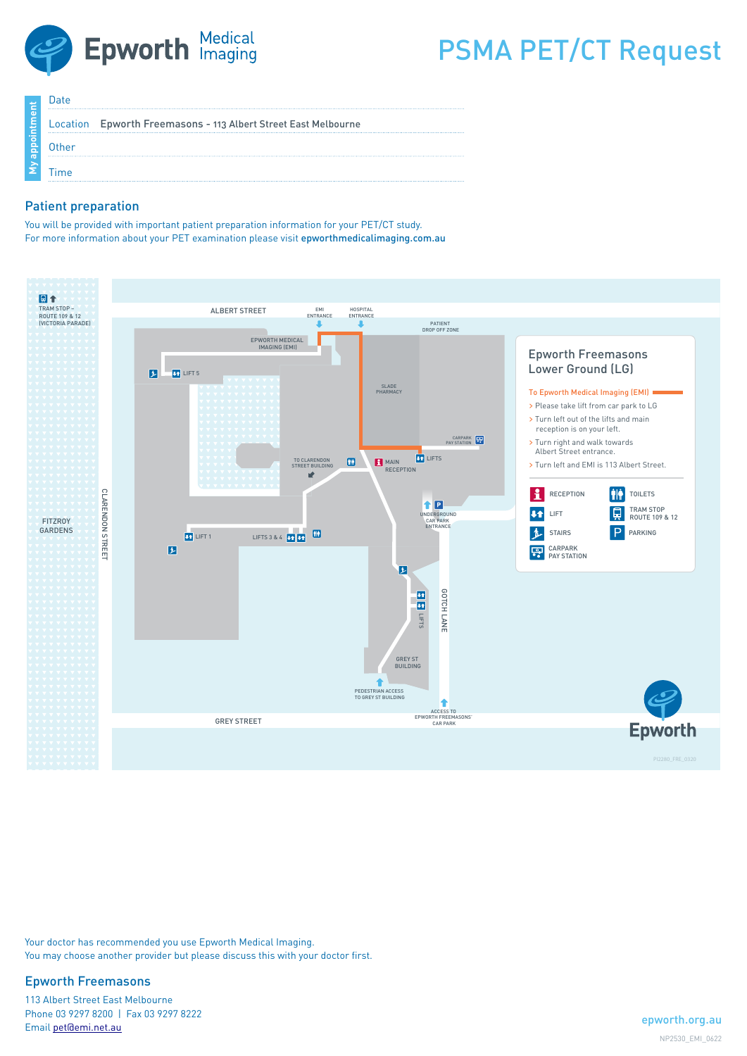# PSMA PET/CT Request

**My appointment**

Date

Location Epworth Freemasons - 113 Albert Street East Melbourne

Other

Time

## Patient preparation

You will be provided with important patient preparation information for your PET/CT study.
For more information about your PET examination please visit epworthmedicalimaging.com.au

ALBERT STREET
EMI ENTRANCE
HOSPITAL ENTRANCE
PATIENT DROP OFF ZONE
TRAM STOP – ROUTE 109 & 12 (VICTORIA PARADE)
EPWORTH MEDICAL IMAGING (EMI)
LIFT 5
SLADE PHARMACY
CARPARK PAY STATION
TO CLARENDON STREET BUILDING
MAIN RECEPTION
LIFTS
UNDERGROUND CAR PARK ENTRANCE
FITZROY GARDENS
CLARENDON STREET
LIFT 1
LIFTS 3 & 4
LIFTS
GOTCH LANE
GREY ST BUILDING
PEDESTRIAN ACCESS TO GREY ST BUILDING
ACCESS TO EPWORTH FREEMASONS' CAR PARK
GREY STREET

### Epworth Freemasons Lower Ground (LG)

To Epworth Medical Imaging (EMI)

- Please take lift from car park to LG
- Turn left out of the lifts and main reception is on your left.
- Turn right and walk towards Albert Street entrance.
- Turn left and EMI is 113 Albert Street.

RECEPTION
TOILETS
LIFT
TRAM STOP ROUTE 109 & 12
STAIRS
PARKING
CARPARK PAY STATION

PI2280_FRE_0320

Your doctor has recommended you use Epworth Medical Imaging.
You may choose another provider but please discuss this with your doctor first.

## Epworth Freemasons

113 Albert Street East Melbourne
Phone 03 9297 8200 | Fax 03 9297 8222
Email pet@emi.net.au

epworth.org.au

NP2530_EMI_0622